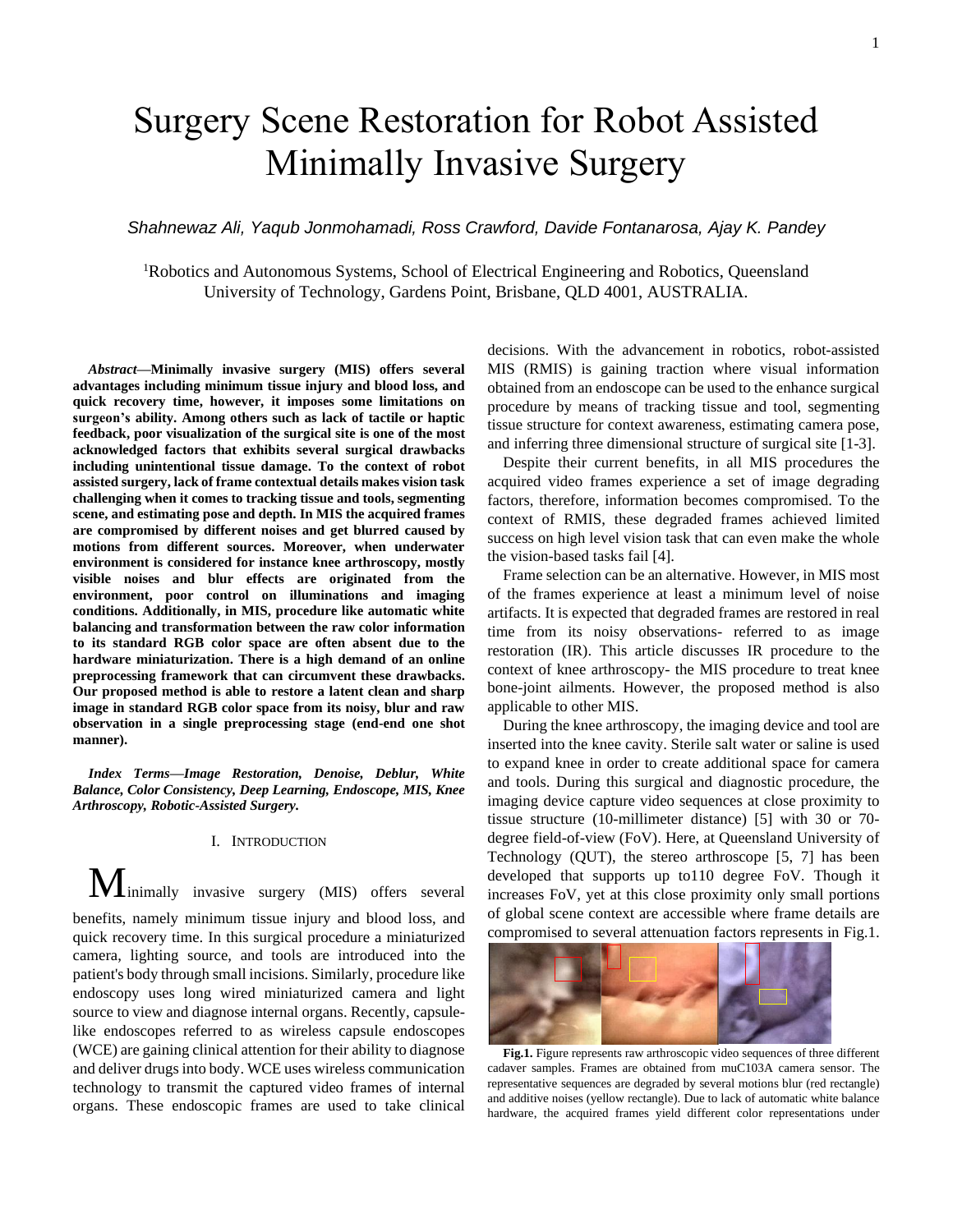# Surgery Scene Restoration for Robot Assisted Minimally Invasive Surgery

*Shahnewaz Ali, Yaqub Jonmohamadi, Ross Crawford, Davide Fontanarosa, Ajay K. Pandey*

[1]Robotics and Autonomous Systems, School of Electrical Engineering and Robotics, Queensland University of Technology, Gardens Point, Brisbane, QLD 4001, AUSTRALIA.

***Abstract*—Minimally invasive surgery (MIS) offers several advantages including minimum tissue injury and blood loss, and quick recovery time, however, it imposes some limitations on surgeon's ability. Among others such as lack of tactile or haptic feedback, poor visualization of the surgical site is one of the most acknowledged factors that exhibits several surgical drawbacks including unintentional tissue damage. To the context of robot assisted surgery, lack of frame contextual details makes vision task challenging when it comes to tracking tissue and tools, segmenting scene, and estimating pose and depth. In MIS the acquired frames are compromised by different noises and get blurred caused by motions from different sources. Moreover, when underwater environment is considered for instance knee arthroscopy, mostly visible noises and blur effects are originated from the environment, poor control on illuminations and imaging conditions. Additionally, in MIS, procedure like automatic white balancing and transformation between the raw color information to its standard RGB color space are often absent due to the hardware miniaturization. There is a high demand of an online preprocessing framework that can circumvent these drawbacks. Our proposed method is able to restore a latent clean and sharp image in standard RGB color space from its noisy, blur and raw observation in a single preprocessing stage (end-end one shot manner).**

***Index Terms*—*Image Restoration, Denoise, Deblur, White Balance, Color Consistency, Deep Learning, Endoscope, MIS, Knee Arthroscopy, Robotic-Assisted Surgery.***

## I. Introduction

Minimally invasive surgery (MIS) offers several benefits, namely minimum tissue injury and blood loss, and quick recovery time. In this surgical procedure a miniaturized camera, lighting source, and tools are introduced into the patient's body through small incisions. Similarly, procedure like endoscopy uses long wired miniaturized camera and light source to view and diagnose internal organs. Recently, capsule-like endoscopes referred to as wireless capsule endoscopes (WCE) are gaining clinical attention for their ability to diagnose and deliver drugs into body. WCE uses wireless communication technology to transmit the captured video frames of internal organs. These endoscopic frames are used to take clinical decisions. With the advancement in robotics, robot-assisted MIS (RMIS) is gaining traction where visual information obtained from an endoscope can be used to the enhance surgical procedure by means of tracking tissue and tool, segmenting tissue structure for context awareness, estimating camera pose, and inferring three dimensional structure of surgical site [1-3].

Despite their current benefits, in all MIS procedures the acquired video frames experience a set of image degrading factors, therefore, information becomes compromised. To the context of RMIS, these degraded frames achieved limited success on high level vision task that can even make the whole the vision-based tasks fail [4].

Frame selection can be an alternative. However, in MIS most of the frames experience at least a minimum level of noise artifacts. It is expected that degraded frames are restored in real time from its noisy observations- referred to as image restoration (IR). This article discusses IR procedure to the context of knee arthroscopy- the MIS procedure to treat knee bone-joint ailments. However, the proposed method is also applicable to other MIS.

During the knee arthroscopy, the imaging device and tool are inserted into the knee cavity. Sterile salt water or saline is used to expand knee in order to create additional space for camera and tools. During this surgical and diagnostic procedure, the imaging device capture video sequences at close proximity to tissue structure (10-millimeter distance) [5] with 30 or 70-degree field-of-view (FoV). Here, at Queensland University of Technology (QUT), the stereo arthroscope [5, 7] has been developed that supports up to110 degree FoV. Though it increases FoV, yet at this close proximity only small portions of global scene context are accessible where frame details are compromised to several attenuation factors represents in Fig.1.

**Fig.1.** Figure represents raw arthroscopic video sequences of three different cadaver samples. Frames are obtained from muC103A camera sensor. The representative sequences are degraded by several motions blur (red rectangle) and additive noises (yellow rectangle). Due to lack of automatic white balance hardware, the acquired frames yield different color representations under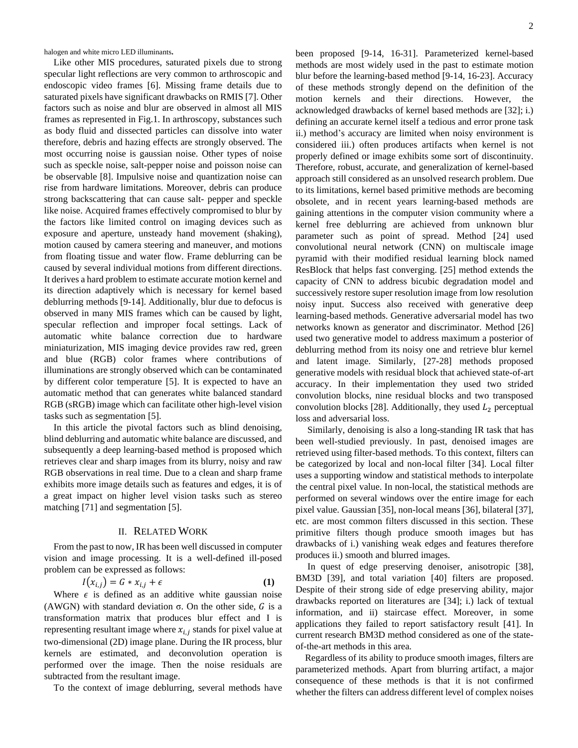halogen and white micro LED illuminants.

Like other MIS procedures, saturated pixels due to strong specular light reflections are very common to arthroscopic and endoscopic video frames [6]. Missing frame details due to saturated pixels have significant drawbacks on RMIS [7]. Other factors such as noise and blur are observed in almost all MIS frames as represented in Fig.1. In arthroscopy, substances such as body fluid and dissected particles can dissolve into water therefore, debris and hazing effects are strongly observed. The most occurring noise is gaussian noise. Other types of noise such as speckle noise, salt-pepper noise and poisson noise can be observable [8]. Impulsive noise and quantization noise can rise from hardware limitations. Moreover, debris can produce strong backscattering that can cause salt- pepper and speckle like noise. Acquired frames effectively compromised to blur by the factors like limited control on imaging devices such as exposure and aperture, unsteady hand movement (shaking), motion caused by camera steering and maneuver, and motions from floating tissue and water flow. Frame deblurring can be caused by several individual motions from different directions. It derives a hard problem to estimate accurate motion kernel and its direction adaptively which is necessary for kernel based deblurring methods [9-14]. Additionally, blur due to defocus is observed in many MIS frames which can be caused by light, specular reflection and improper focal settings. Lack of automatic white balance correction due to hardware miniaturization, MIS imaging device provides raw red, green and blue (RGB) color frames where contributions of illuminations are strongly observed which can be contaminated by different color temperature [5]. It is expected to have an automatic method that can generates white balanced standard RGB (sRGB) image which can facilitate other high-level vision tasks such as segmentation [5].

In this article the pivotal factors such as blind denoising, blind deblurring and automatic white balance are discussed, and subsequently a deep learning-based method is proposed which retrieves clear and sharp images from its blurry, noisy and raw RGB observations in real time. Due to a clean and sharp frame exhibits more image details such as features and edges, it is of a great impact on higher level vision tasks such as stereo matching [71] and segmentation [5].

## II. Related Work

From the past to now, IR has been well discussed in computer vision and image processing. It is a well-defined ill-posed problem can be expressed as follows:

$$I(x_{i,j}) = G * x_{i,j} + \epsilon \tag{1}$$

Where $\epsilon$ is defined as an additive white gaussian noise (AWGN) with standard deviation σ. On the other side, $G$ is a transformation matrix that produces blur effect and I is representing resultant image where $x_{i,j}$ stands for pixel value at two-dimensional (2D) image plane. During the IR process, blur kernels are estimated, and deconvolution operation is performed over the image. Then the noise residuals are subtracted from the resultant image.

To the context of image deblurring, several methods have been proposed [9-14, 16-31]. Parameterized kernel-based methods are most widely used in the past to estimate motion blur before the learning-based method [9-14, 16-23]. Accuracy of these methods strongly depend on the definition of the motion kernels and their directions. However, the acknowledged drawbacks of kernel based methods are [32]; i.) defining an accurate kernel itself a tedious and error prone task ii.) method's accuracy are limited when noisy environment is considered iii.) often produces artifacts when kernel is not properly defined or image exhibits some sort of discontinuity. Therefore, robust, accurate, and generalization of kernel-based approach still considered as an unsolved research problem. Due to its limitations, kernel based primitive methods are becoming obsolete, and in recent years learning-based methods are gaining attentions in the computer vision community where a kernel free deblurring are achieved from unknown blur parameter such as point of spread. Method [24] used convolutional neural network (CNN) on multiscale image pyramid with their modified residual learning block named ResBlock that helps fast converging. [25] method extends the capacity of CNN to address bicubic degradation model and successively restore super resolution image from low resolution noisy input. Success also received with generative deep learning-based methods. Generative adversarial model has two networks known as generator and discriminator. Method [26] used two generative model to address maximum a posterior of deblurring method from its noisy one and retrieve blur kernel and latent image. Similarly, [27-28] methods proposed generative models with residual block that achieved state-of-art accuracy. In their implementation they used two strided convolution blocks, nine residual blocks and two transposed convolution blocks [28]. Additionally, they used $L_2$ perceptual loss and adversarial loss.

Similarly, denoising is also a long-standing IR task that has been well-studied previously. In past, denoised images are retrieved using filter-based methods. To this context, filters can be categorized by local and non-local filter [34]. Local filter uses a supporting window and statistical methods to interpolate the central pixel value. In non-local, the statistical methods are performed on several windows over the entire image for each pixel value. Gaussian [35], non-local means [36], bilateral [37], etc. are most common filters discussed in this section. These primitive filters though produce smooth images but has drawbacks of i.) vanishing weak edges and features therefore produces ii.) smooth and blurred images.

In quest of edge preserving denoiser, anisotropic [38], BM3D [39], and total variation [40] filters are proposed. Despite of their strong side of edge preserving ability, major drawbacks reported on literatures are [34]; i.) lack of textual information, and ii) staircase effect. Moreover, in some applications they failed to report satisfactory result [41]. In current research BM3D method considered as one of the state-of-the-art methods in this area.

Regardless of its ability to produce smooth images, filters are parameterized methods. Apart from blurring artifact, a major consequence of these methods is that it is not confirmed whether the filters can address different level of complex noises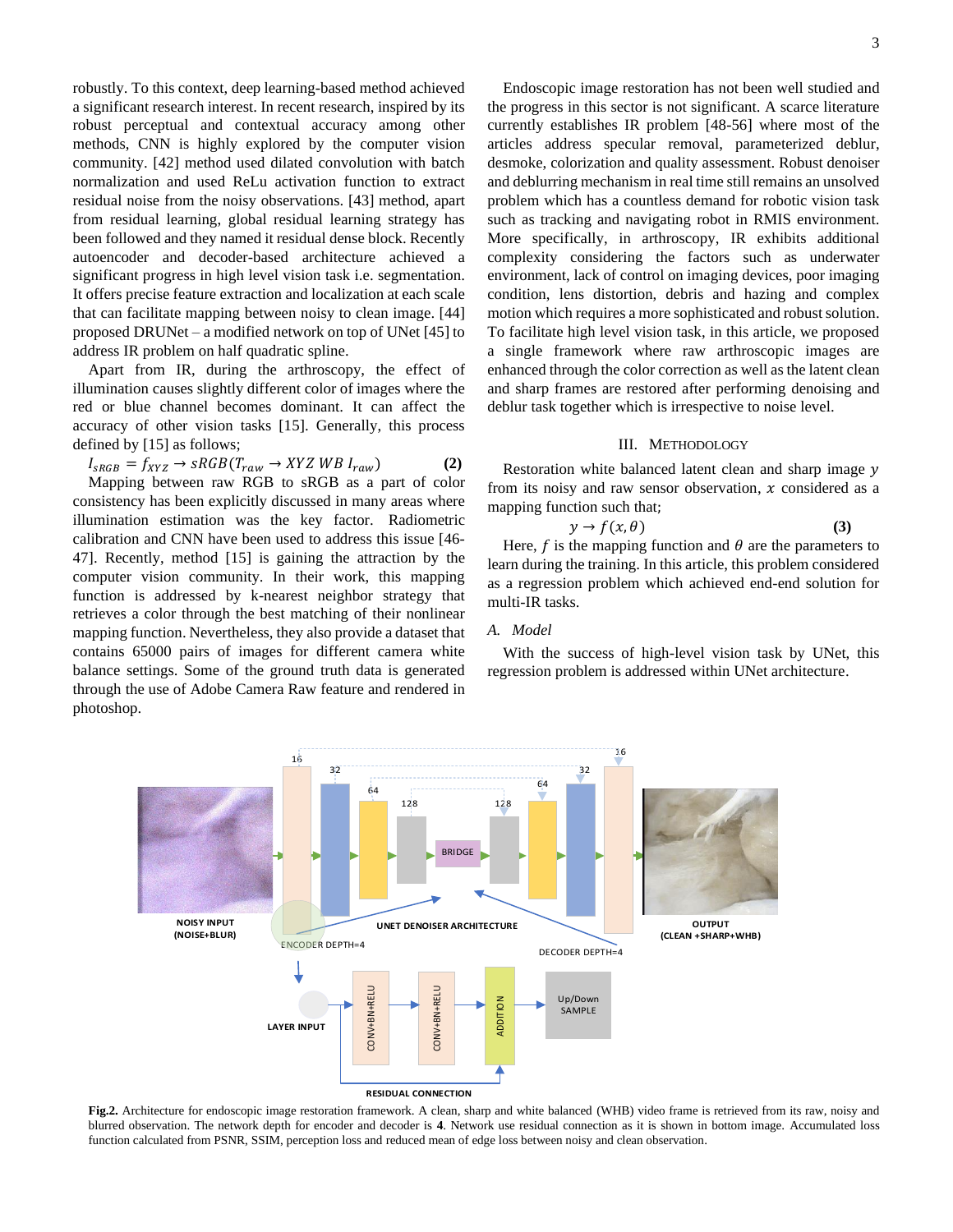robustly. To this context, deep learning-based method achieved a significant research interest. In recent research, inspired by its robust perceptual and contextual accuracy among other methods, CNN is highly explored by the computer vision community. [42] method used dilated convolution with batch normalization and used ReLu activation function to extract residual noise from the noisy observations. [43] method, apart from residual learning, global residual learning strategy has been followed and they named it residual dense block. Recently autoencoder and decoder-based architecture achieved a significant progress in high level vision task i.e. segmentation. It offers precise feature extraction and localization at each scale that can facilitate mapping between noisy to clean image. [44] proposed DRUNet – a modified network on top of UNet [45] to address IR problem on half quadratic spline.

Apart from IR, during the arthroscopy, the effect of illumination causes slightly different color of images where the red or blue channel becomes dominant. It can affect the accuracy of other vision tasks [15]. Generally, this process defined by [15] as follows;

$$I_{sRGB} = f_{XYZ} \rightarrow sRGB(T_{raw} \rightarrow XYZ\ WB\ I_{raw}) \quad \textbf{(2)}$$

Mapping between raw RGB to sRGB as a part of color consistency has been explicitly discussed in many areas where illumination estimation was the key factor. Radiometric calibration and CNN have been used to address this issue [46-47]. Recently, method [15] is gaining the attraction by the computer vision community. In their work, this mapping function is addressed by k-nearest neighbor strategy that retrieves a color through the best matching of their nonlinear mapping function. Nevertheless, they also provide a dataset that contains 65000 pairs of images for different camera white balance settings. Some of the ground truth data is generated through the use of Adobe Camera Raw feature and rendered in photoshop.

Endoscopic image restoration has not been well studied and the progress in this sector is not significant. A scarce literature currently establishes IR problem [48-56] where most of the articles address specular removal, parameterized deblur, desmoke, colorization and quality assessment. Robust denoiser and deblurring mechanism in real time still remains an unsolved problem which has a countless demand for robotic vision task such as tracking and navigating robot in RMIS environment. More specifically, in arthroscopy, IR exhibits additional complexity considering the factors such as underwater environment, lack of control on imaging devices, poor imaging condition, lens distortion, debris and hazing and complex motion which requires a more sophisticated and robust solution. To facilitate high level vision task, in this article, we proposed a single framework where raw arthroscopic images are enhanced through the color correction as well as the latent clean and sharp frames are restored after performing denoising and deblur task together which is irrespective to noise level.

## III. Methodology

Restoration white balanced latent clean and sharp image $y$ from its noisy and raw sensor observation, $x$ considered as a mapping function such that;

$$y \rightarrow f(x, \theta) \quad \textbf{(3)}$$

Here, $f$ is the mapping function and $\theta$ are the parameters to learn during the training. In this article, this problem considered as a regression problem which achieved end-end solution for multi-IR tasks.

### A. Model

With the success of high-level vision task by UNet, this regression problem is addressed within UNet architecture.

**Fig.2.** Architecture for endoscopic image restoration framework. A clean, sharp and white balanced (WHB) video frame is retrieved from its raw, noisy and blurred observation. The network depth for encoder and decoder is **4**. Network use residual connection as it is shown in bottom image. Accumulated loss function calculated from PSNR, SSIM, perception loss and reduced mean of edge loss between noisy and clean observation.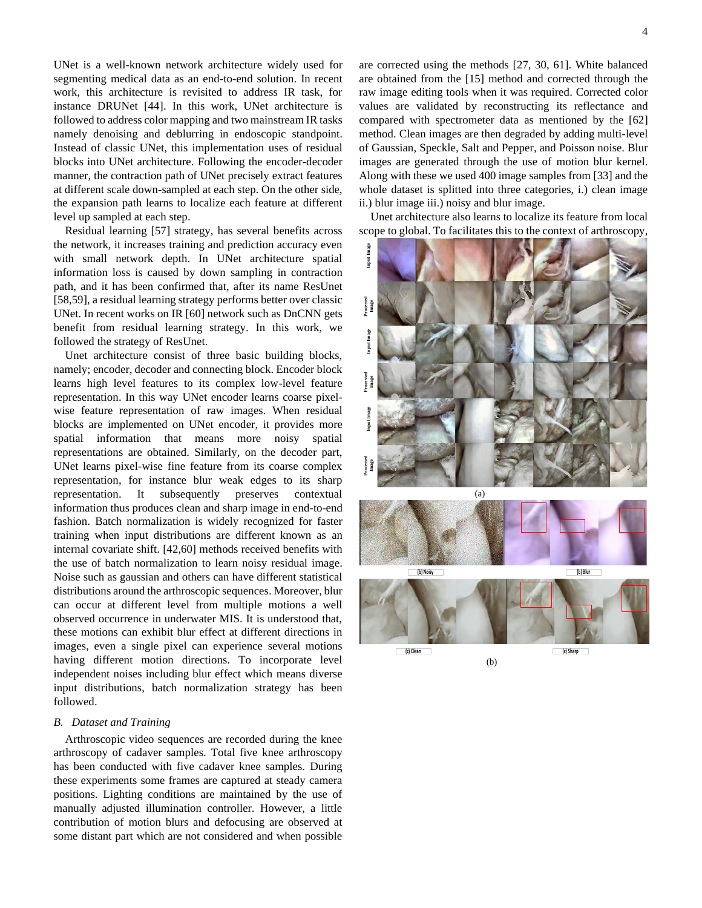UNet is a well-known network architecture widely used for segmenting medical data as an end-to-end solution. In recent work, this architecture is revisited to address IR task, for instance DRUNet [44]. In this work, UNet architecture is followed to address color mapping and two mainstream IR tasks namely denoising and deblurring in endoscopic standpoint. Instead of classic UNet, this implementation uses of residual blocks into UNet architecture. Following the encoder-decoder manner, the contraction path of UNet precisely extract features at different scale down-sampled at each step. On the other side, the expansion path learns to localize each feature at different level up sampled at each step.

Residual learning [57] strategy, has several benefits across the network, it increases training and prediction accuracy even with small network depth. In UNet architecture spatial information loss is caused by down sampling in contraction path, and it has been confirmed that, after its name ResUnet [58,59], a residual learning strategy performs better over classic UNet. In recent works on IR [60] network such as DnCNN gets benefit from residual learning strategy. In this work, we followed the strategy of ResUnet.

Unet architecture consist of three basic building blocks, namely; encoder, decoder and connecting block. Encoder block learns high level features to its complex low-level feature representation. In this way UNet encoder learns coarse pixel-wise feature representation of raw images. When residual blocks are implemented on UNet encoder, it provides more spatial information that means more noisy spatial representations are obtained. Similarly, on the decoder part, UNet learns pixel-wise fine feature from its coarse complex representation, for instance blur weak edges to its sharp representation. It subsequently preserves contextual information thus produces clean and sharp image in end-to-end fashion. Batch normalization is widely recognized for faster training when input distributions are different known as an internal covariate shift. [42,60] methods received benefits with the use of batch normalization to learn noisy residual image. Noise such as gaussian and others can have different statistical distributions around the arthroscopic sequences. Moreover, blur can occur at different level from multiple motions a well observed occurrence in underwater MIS. It is understood that, these motions can exhibit blur effect at different directions in images, even a single pixel can experience several motions having different motion directions. To incorporate level independent noises including blur effect which means diverse input distributions, batch normalization strategy has been followed.

### *B. Dataset and Training*

Arthroscopic video sequences are recorded during the knee arthroscopy of cadaver samples. Total five knee arthroscopy has been conducted with five cadaver knee samples. During these experiments some frames are captured at steady camera positions. Lighting conditions are maintained by the use of manually adjusted illumination controller. However, a little contribution of motion blurs and defocusing are observed at some distant part which are not considered and when possible are corrected using the methods [27, 30, 61]. White balanced are obtained from the [15] method and corrected through the raw image editing tools when it was required. Corrected color values are validated by reconstructing its reflectance and compared with spectrometer data as mentioned by the [62] method. Clean images are then degraded by adding multi-level of Gaussian, Speckle, Salt and Pepper, and Poisson noise. Blur images are generated through the use of motion blur kernel. Along with these we used 400 image samples from [33] and the whole dataset is splitted into three categories, i.) clean image ii.) blur image iii.) noisy and blur image.

Unet architecture also learns to localize its feature from local scope to global. To facilitates this to the context of arthroscopy,

(a)

(b) Noisy (b) Blur (c) Clean (c) Sharp

(b)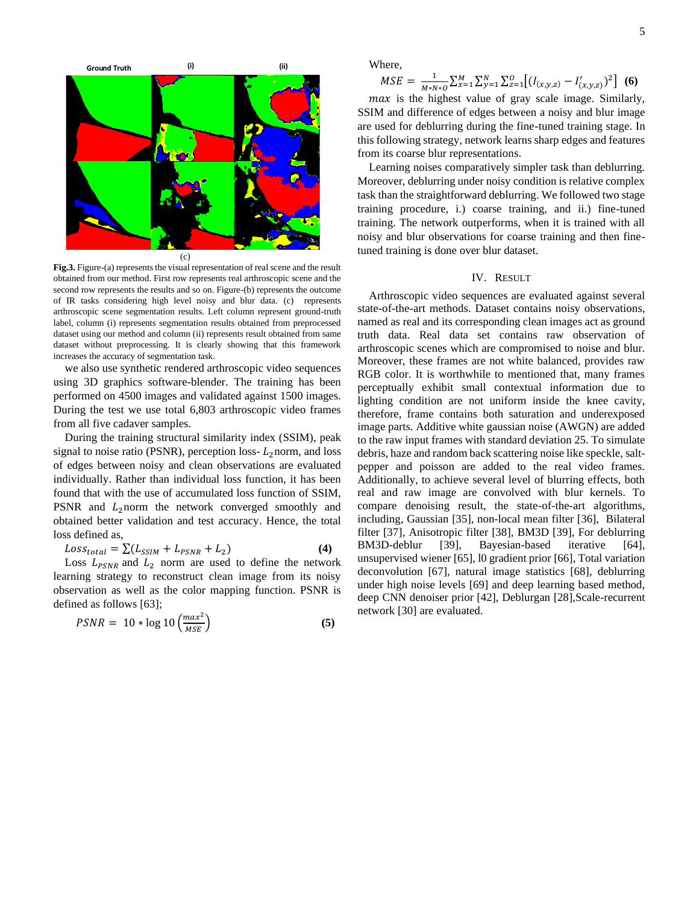Ground Truth (i) (ii)

(c)

**Fig.3.** Figure-(a) represents the visual representation of real scene and the result obtained from our method. First row represents real arthroscopic scene and the second row represents the results and so on. Figure-(b) represents the outcome of IR tasks considering high level noisy and blur data. (c) represents arthroscopic scene segmentation results. Left column represent ground-truth label, column (i) represents segmentation results obtained from preprocessed dataset using our method and column (ii) represents result obtained from same dataset without preprocessing. It is clearly showing that this framework increases the accuracy of segmentation task.

we also use synthetic rendered arthroscopic video sequences using 3D graphics software-blender. The training has been performed on 4500 images and validated against 1500 images. During the test we use total 6,803 arthroscopic video frames from all five cadaver samples.

During the training structural similarity index (SSIM), peak signal to noise ratio (PSNR), perception loss- $L_2$norm, and loss of edges between noisy and clean observations are evaluated individually. Rather than individual loss function, it has been found that with the use of accumulated loss function of SSIM, PSNR and $L_2$norm the network converged smoothly and obtained better validation and test accuracy. Hence, the total loss defined as,

$$Loss_{total} = \sum(L_{SSIM} + L_{PSNR} + L_2) \quad \textbf{(4)}$$

Loss $L_{PSNR}$ and $L_2$ norm are used to define the network learning strategy to reconstruct clean image from its noisy observation as well as the color mapping function. PSNR is defined as follows [63];

$$PSNR = 10 * \log 10\left(\frac{max^2}{MSE}\right) \quad \textbf{(5)}$$

Where,

$$MSE = \frac{1}{M*N*O}\sum_{x=1}^{M}\sum_{y=1}^{N}\sum_{z=1}^{O}\left[(I_{(x,y,z)} - I'_{(x,y,z)})^2\right] \quad \textbf{(6)}$$

$max$ is the highest value of gray scale image. Similarly, SSIM and difference of edges between a noisy and blur image are used for deblurring during the fine-tuned training stage. In this following strategy, network learns sharp edges and features from its coarse blur representations.

Learning noises comparatively simpler task than deblurring. Moreover, deblurring under noisy condition is relative complex task than the straightforward deblurring. We followed two stage training procedure, i.) coarse training, and ii.) fine-tuned training. The network outperforms, when it is trained with all noisy and blur observations for coarse training and then fine-tuned training is done over blur dataset.

## IV. Result

Arthroscopic video sequences are evaluated against several state-of-the-art methods. Dataset contains noisy observations, named as real and its corresponding clean images act as ground truth data. Real data set contains raw observation of arthroscopic scenes which are compromised to noise and blur. Moreover, these frames are not white balanced, provides raw RGB color. It is worthwhile to mentioned that, many frames perceptually exhibit small contextual information due to lighting condition are not uniform inside the knee cavity, therefore, frame contains both saturation and underexposed image parts. Additive white gaussian noise (AWGN) are added to the raw input frames with standard deviation 25. To simulate debris, haze and random back scattering noise like speckle, salt-pepper and poisson are added to the real video frames. Additionally, to achieve several level of blurring effects, both real and raw image are convolved with blur kernels. To compare denoising result, the state-of-the-art algorithms, including, Gaussian [35], non-local mean filter [36], Bilateral filter [37], Anisotropic filter [38], BM3D [39], For deblurring BM3D-deblur [39], Bayesian-based iterative [64], unsupervised wiener [65], l0 gradient prior [66], Total variation deconvolution [67], natural image statistics [68], deblurring under high noise levels [69] and deep learning based method, deep CNN denoiser prior [42], Deblurgan [28],Scale-recurrent network [30] are evaluated.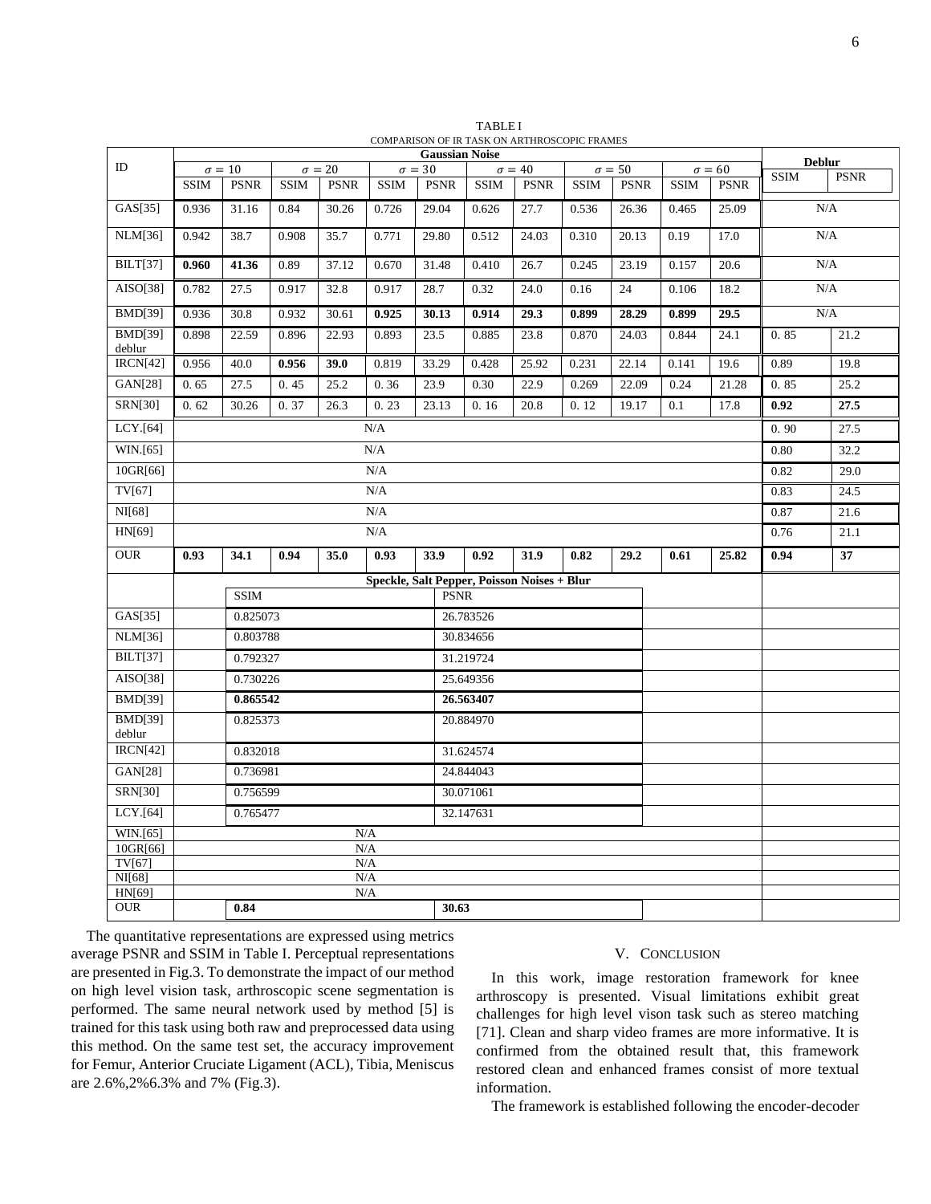TABLE I
COMPARISON OF IR TASK ON ARTHROSCOPIC FRAMES

| ID | Gaussian Noise | | | | | | | | | | | | Deblur | |
|---|---|---|---|---|---|---|---|---|---|---|---|---|---|---|
| | $\sigma = 10$ | | $\sigma = 20$ | | $\sigma = 30$ | | $\sigma = 40$ | | $\sigma = 50$ | | $\sigma = 60$ | | | |
| | SSIM | PSNR | SSIM | PSNR | SSIM | PSNR | SSIM | PSNR | SSIM | PSNR | SSIM | PSNR | SSIM | PSNR |
| GAS[35] | 0.936 | 31.16 | 0.84 | 30.26 | 0.726 | 29.04 | 0.626 | 27.7 | 0.536 | 26.36 | 0.465 | 25.09 | N/A | |
| NLM[36] | 0.942 | 38.7 | 0.908 | 35.7 | 0.771 | 29.80 | 0.512 | 24.03 | 0.310 | 20.13 | 0.19 | 17.0 | N/A | |
| BILT[37] | **0.960** | **41.36** | 0.89 | 37.12 | 0.670 | 31.48 | 0.410 | 26.7 | 0.245 | 23.19 | 0.157 | 20.6 | N/A | |
| AISO[38] | 0.782 | 27.5 | 0.917 | 32.8 | 0.917 | 28.7 | 0.32 | 24.0 | 0.16 | 24 | 0.106 | 18.2 | N/A | |
| BMD[39] | 0.936 | 30.8 | 0.932 | 30.61 | **0.925** | **30.13** | **0.914** | **29.3** | **0.899** | **28.29** | **0.899** | **29.5** | N/A | |
| BMD[39] deblur | 0.898 | 22.59 | 0.896 | 22.93 | 0.893 | 23.5 | 0.885 | 23.8 | 0.870 | 24.03 | 0.844 | 24.1 | 0. 85 | 21.2 |
| IRCN[42] | 0.956 | 40.0 | **0.956** | **39.0** | 0.819 | 33.29 | 0.428 | 25.92 | 0.231 | 22.14 | 0.141 | 19.6 | 0.89 | 19.8 |
| GAN[28] | 0. 65 | 27.5 | 0. 45 | 25.2 | 0. 36 | 23.9 | 0.30 | 22.9 | 0.269 | 22.09 | 0.24 | 21.28 | 0. 85 | 25.2 |
| SRN[30] | 0. 62 | 30.26 | 0. 37 | 26.3 | 0. 23 | 23.13 | 0. 16 | 20.8 | 0. 12 | 19.17 | 0.1 | 17.8 | **0.92** | **27.5** |
| LCY.[64] | N/A | | | | | | | | | | | | 0. 90 | 27.5 |
| WIN.[65] | N/A | | | | | | | | | | | | 0.80 | 32.2 |
| 10GR[66] | N/A | | | | | | | | | | | | 0.82 | 29.0 |
| TV[67] | N/A | | | | | | | | | | | | 0.83 | 24.5 |
| NI[68] | N/A | | | | | | | | | | | | 0.87 | 21.6 |
| HN[69] | N/A | | | | | | | | | | | | 0.76 | 21.1 |
| OUR | **0.93** | **34.1** | **0.94** | **35.0** | **0.93** | **33.9** | **0.92** | **31.9** | **0.82** | **29.2** | **0.61** | **25.82** | **0.94** | **37** |

| ID | Speckle, Salt Pepper, Poisson Noises + Blur | |
|---|---|---|
| | SSIM | PSNR |
| GAS[35] | 0.825073 | 26.783526 |
| NLM[36] | 0.803788 | 30.834656 |
| BILT[37] | 0.792327 | 31.219724 |
| AISO[38] | 0.730226 | 25.649356 |
| BMD[39] | **0.865542** | **26.563407** |
| BMD[39] deblur | 0.825373 | 20.884970 |
| IRCN[42] | 0.832018 | 31.624574 |
| GAN[28] | 0.736981 | 24.844043 |
| SRN[30] | 0.756599 | 30.071061 |
| LCY.[64] | 0.765477 | 32.147631 |
| WIN.[65] | N/A | |
| 10GR[66] | N/A | |
| TV[67] | N/A | |
| NI[68] | N/A | |
| HN[69] | N/A | |
| OUR | **0.84** | **30.63** |

The quantitative representations are expressed using metrics average PSNR and SSIM in Table I. Perceptual representations are presented in Fig.3. To demonstrate the impact of our method on high level vision task, arthroscopic scene segmentation is performed. The same neural network used by method [5] is trained for this task using both raw and preprocessed data using this method. On the same test set, the accuracy improvement for Femur, Anterior Cruciate Ligament (ACL), Tibia, Meniscus are 2.6%,2%6.3% and 7% (Fig.3).

## V. Conclusion

In this work, image restoration framework for knee arthroscopy is presented. Visual limitations exhibit great challenges for high level vison task such as stereo matching [71]. Clean and sharp video frames are more informative. It is confirmed from the obtained result that, this framework restored clean and enhanced frames consist of more textual information.

The framework is established following the encoder-decoder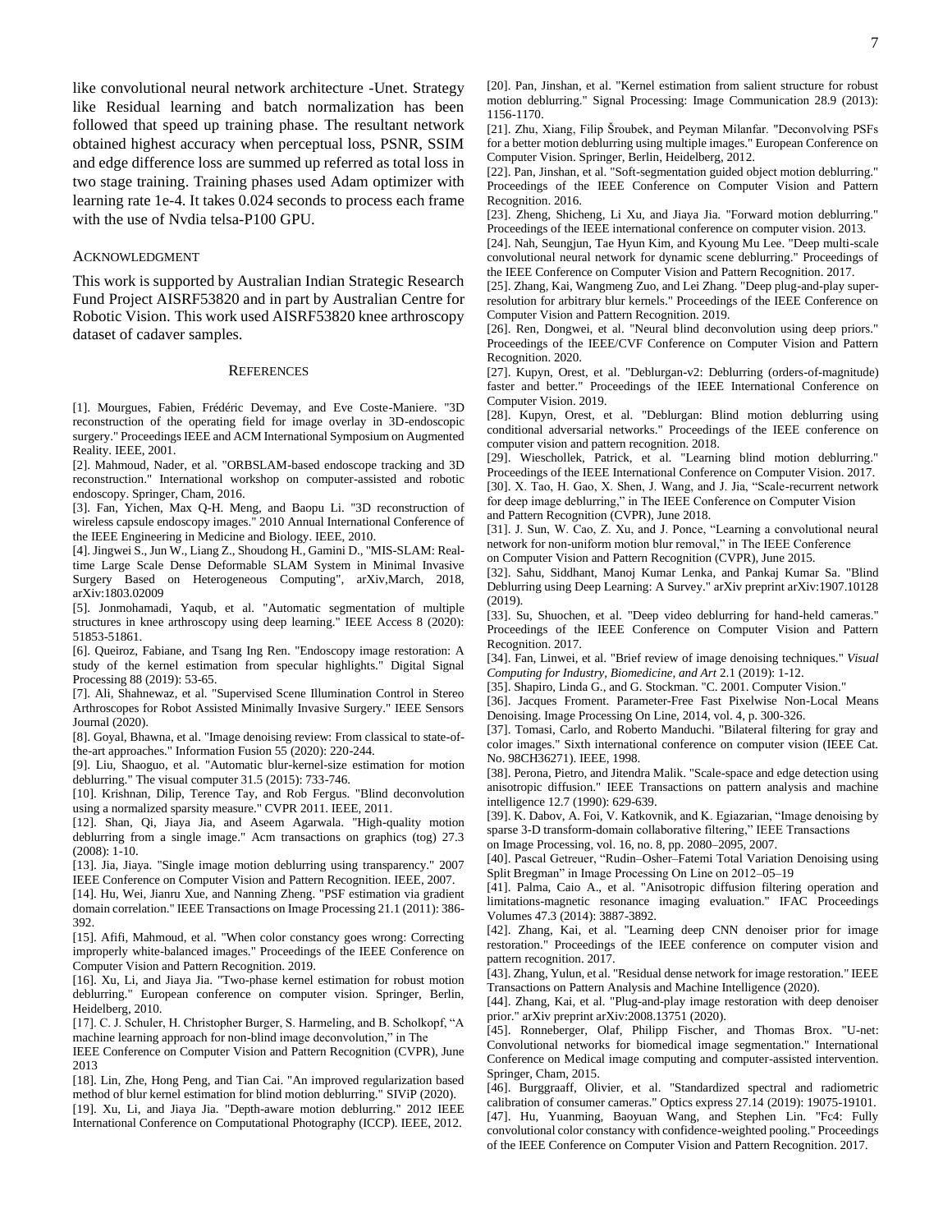like convolutional neural network architecture -Unet. Strategy like Residual learning and batch normalization has been followed that speed up training phase. The resultant network obtained highest accuracy when perceptual loss, PSNR, SSIM and edge difference loss are summed up referred as total loss in two stage training. Training phases used Adam optimizer with learning rate 1e-4. It takes 0.024 seconds to process each frame with the use of Nvdia telsa-P100 GPU.

## ACKNOWLEDGMENT

This work is supported by Australian Indian Strategic Research Fund Project AISRF53820 and in part by Australian Centre for Robotic Vision. This work used AISRF53820 knee arthroscopy dataset of cadaver samples.

## REFERENCES

[1]. Mourgues, Fabien, Frédéric Devemay, and Eve Coste-Maniere. "3D reconstruction of the operating field for image overlay in 3D-endoscopic surgery." Proceedings IEEE and ACM International Symposium on Augmented Reality. IEEE, 2001.

[2]. Mahmoud, Nader, et al. "ORBSLAM-based endoscope tracking and 3D reconstruction." International workshop on computer-assisted and robotic endoscopy. Springer, Cham, 2016.

[3]. Fan, Yichen, Max Q-H. Meng, and Baopu Li. "3D reconstruction of wireless capsule endoscopy images." 2010 Annual International Conference of the IEEE Engineering in Medicine and Biology. IEEE, 2010.

[4]. Jingwei S., Jun W., Liang Z., Shoudong H., Gamini D., "MIS-SLAM: Real-time Large Scale Dense Deformable SLAM System in Minimal Invasive Surgery Based on Heterogeneous Computing", arXiv,March, 2018, arXiv:1803.02009

[5]. Jonmohamadi, Yaqub, et al. "Automatic segmentation of multiple structures in knee arthroscopy using deep learning." IEEE Access 8 (2020): 51853-51861.

[6]. Queiroz, Fabiane, and Tsang Ing Ren. "Endoscopy image restoration: A study of the kernel estimation from specular highlights." Digital Signal Processing 88 (2019): 53-65.

[7]. Ali, Shahnewaz, et al. "Supervised Scene Illumination Control in Stereo Arthroscopes for Robot Assisted Minimally Invasive Surgery." IEEE Sensors Journal (2020).

[8]. Goyal, Bhawna, et al. "Image denoising review: From classical to state-of-the-art approaches." Information Fusion 55 (2020): 220-244.

[9]. Liu, Shaoguo, et al. "Automatic blur-kernel-size estimation for motion deblurring." The visual computer 31.5 (2015): 733-746.

[10]. Krishnan, Dilip, Terence Tay, and Rob Fergus. "Blind deconvolution using a normalized sparsity measure." CVPR 2011. IEEE, 2011.

[12]. Shan, Qi, Jiaya Jia, and Aseem Agarwala. "High-quality motion deblurring from a single image." Acm transactions on graphics (tog) 27.3 (2008): 1-10.

[13]. Jia, Jiaya. "Single image motion deblurring using transparency." 2007 IEEE Conference on Computer Vision and Pattern Recognition. IEEE, 2007.

[14]. Hu, Wei, Jianru Xue, and Nanning Zheng. "PSF estimation via gradient domain correlation." IEEE Transactions on Image Processing 21.1 (2011): 386-392.

[15]. Afifi, Mahmoud, et al. "When color constancy goes wrong: Correcting improperly white-balanced images." Proceedings of the IEEE Conference on Computer Vision and Pattern Recognition. 2019.

[16]. Xu, Li, and Jiaya Jia. "Two-phase kernel estimation for robust motion deblurring." European conference on computer vision. Springer, Berlin, Heidelberg, 2010.

[17]. C. J. Schuler, H. Christopher Burger, S. Harmeling, and B. Scholkopf, "A machine learning approach for non-blind image deconvolution," in The IEEE Conference on Computer Vision and Pattern Recognition (CVPR), June 2013

[18]. Lin, Zhe, Hong Peng, and Tian Cai. "An improved regularization based method of blur kernel estimation for blind motion deblurring." SIViP (2020).

[19]. Xu, Li, and Jiaya Jia. "Depth-aware motion deblurring." 2012 IEEE International Conference on Computational Photography (ICCP). IEEE, 2012.

[20]. Pan, Jinshan, et al. "Kernel estimation from salient structure for robust motion deblurring." Signal Processing: Image Communication 28.9 (2013): 1156-1170.

[21]. Zhu, Xiang, Filip Šroubek, and Peyman Milanfar. "Deconvolving PSFs for a better motion deblurring using multiple images." European Conference on Computer Vision. Springer, Berlin, Heidelberg, 2012.

[22]. Pan, Jinshan, et al. "Soft-segmentation guided object motion deblurring." Proceedings of the IEEE Conference on Computer Vision and Pattern Recognition. 2016.

[23]. Zheng, Shicheng, Li Xu, and Jiaya Jia. "Forward motion deblurring." Proceedings of the IEEE international conference on computer vision. 2013.

[24]. Nah, Seungjun, Tae Hyun Kim, and Kyoung Mu Lee. "Deep multi-scale convolutional neural network for dynamic scene deblurring." Proceedings of the IEEE Conference on Computer Vision and Pattern Recognition. 2017.

[25]. Zhang, Kai, Wangmeng Zuo, and Lei Zhang. "Deep plug-and-play super-resolution for arbitrary blur kernels." Proceedings of the IEEE Conference on Computer Vision and Pattern Recognition. 2019.

[26]. Ren, Dongwei, et al. "Neural blind deconvolution using deep priors." Proceedings of the IEEE/CVF Conference on Computer Vision and Pattern Recognition. 2020.

[27]. Kupyn, Orest, et al. "Deblurgan-v2: Deblurring (orders-of-magnitude) faster and better." Proceedings of the IEEE International Conference on Computer Vision. 2019.

[28]. Kupyn, Orest, et al. "Deblurgan: Blind motion deblurring using conditional adversarial networks." Proceedings of the IEEE conference on computer vision and pattern recognition. 2018.

[29]. Wieschollek, Patrick, et al. "Learning blind motion deblurring." Proceedings of the IEEE International Conference on Computer Vision. 2017.

[30]. X. Tao, H. Gao, X. Shen, J. Wang, and J. Jia, "Scale-recurrent network for deep image deblurring," in The IEEE Conference on Computer Vision and Pattern Recognition (CVPR), June 2018.

[31]. J. Sun, W. Cao, Z. Xu, and J. Ponce, "Learning a convolutional neural network for non-uniform motion blur removal," in The IEEE Conference on Computer Vision and Pattern Recognition (CVPR), June 2015.

[32]. Sahu, Siddhant, Manoj Kumar Lenka, and Pankaj Kumar Sa. "Blind Deblurring using Deep Learning: A Survey." arXiv preprint arXiv:1907.10128 (2019).

[33]. Su, Shuochen, et al. "Deep video deblurring for hand-held cameras." Proceedings of the IEEE Conference on Computer Vision and Pattern Recognition. 2017.

[34]. Fan, Linwei, et al. "Brief review of image denoising techniques." *Visual Computing for Industry, Biomedicine, and Art* 2.1 (2019): 1-12.

[35]. Shapiro, Linda G., and G. Stockman. "C. 2001. Computer Vision."

[36]. Jacques Froment. Parameter-Free Fast Pixelwise Non-Local Means Denoising. Image Processing On Line, 2014, vol. 4, p. 300-326.

[37]. Tomasi, Carlo, and Roberto Manduchi. "Bilateral filtering for gray and color images." Sixth international conference on computer vision (IEEE Cat. No. 98CH36271). IEEE, 1998.

[38]. Perona, Pietro, and Jitendra Malik. "Scale-space and edge detection using anisotropic diffusion." IEEE Transactions on pattern analysis and machine intelligence 12.7 (1990): 629-639.

[39]. K. Dabov, A. Foi, V. Katkovnik, and K. Egiazarian, "Image denoising by sparse 3-D transform-domain collaborative filtering," IEEE Transactions on Image Processing, vol. 16, no. 8, pp. 2080–2095, 2007.

[40]. Pascal Getreuer, "Rudin–Osher–Fatemi Total Variation Denoising using Split Bregman" in Image Processing On Line on 2012–05–19

[41]. Palma, Caio A., et al. "Anisotropic diffusion filtering operation and limitations-magnetic resonance imaging evaluation." IFAC Proceedings Volumes 47.3 (2014): 3887-3892.

[42]. Zhang, Kai, et al. "Learning deep CNN denoiser prior for image restoration." Proceedings of the IEEE conference on computer vision and pattern recognition. 2017.

[43]. Zhang, Yulun, et al. "Residual dense network for image restoration." IEEE Transactions on Pattern Analysis and Machine Intelligence (2020).

[44]. Zhang, Kai, et al. "Plug-and-play image restoration with deep denoiser prior." arXiv preprint arXiv:2008.13751 (2020).

[45]. Ronneberger, Olaf, Philipp Fischer, and Thomas Brox. "U-net: Convolutional networks for biomedical image segmentation." International Conference on Medical image computing and computer-assisted intervention. Springer, Cham, 2015.

[46]. Burggraaff, Olivier, et al. "Standardized spectral and radiometric calibration of consumer cameras." Optics express 27.14 (2019): 19075-19101.

[47]. Hu, Yuanming, Baoyuan Wang, and Stephen Lin. "Fc4: Fully convolutional color constancy with confidence-weighted pooling." Proceedings of the IEEE Conference on Computer Vision and Pattern Recognition. 2017.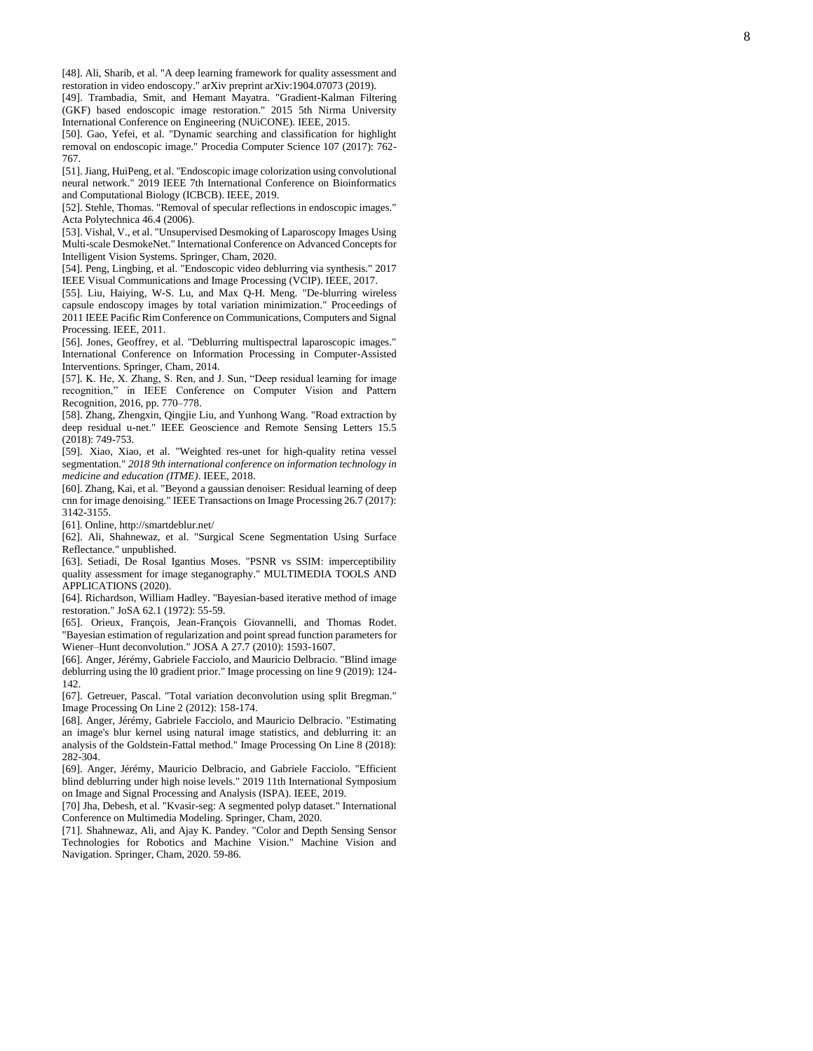[48]. Ali, Sharib, et al. "A deep learning framework for quality assessment and restoration in video endoscopy." arXiv preprint arXiv:1904.07073 (2019).

[49]. Trambadia, Smit, and Hemant Mayatra. "Gradient-Kalman Filtering (GKF) based endoscopic image restoration." 2015 5th Nirma University International Conference on Engineering (NUiCONE). IEEE, 2015.

[50]. Gao, Yefei, et al. "Dynamic searching and classification for highlight removal on endoscopic image." Procedia Computer Science 107 (2017): 762-767.

[51]. Jiang, HuiPeng, et al. "Endoscopic image colorization using convolutional neural network." 2019 IEEE 7th International Conference on Bioinformatics and Computational Biology (ICBCB). IEEE, 2019.

[52]. Stehle, Thomas. "Removal of specular reflections in endoscopic images." Acta Polytechnica 46.4 (2006).

[53]. Vishal, V., et al. "Unsupervised Desmoking of Laparoscopy Images Using Multi-scale DesmokeNet." International Conference on Advanced Concepts for Intelligent Vision Systems. Springer, Cham, 2020.

[54]. Peng, Lingbing, et al. "Endoscopic video deblurring via synthesis." 2017 IEEE Visual Communications and Image Processing (VCIP). IEEE, 2017.

[55]. Liu, Haiying, W-S. Lu, and Max Q-H. Meng. "De-blurring wireless capsule endoscopy images by total variation minimization." Proceedings of 2011 IEEE Pacific Rim Conference on Communications, Computers and Signal Processing. IEEE, 2011.

[56]. Jones, Geoffrey, et al. "Deblurring multispectral laparoscopic images." International Conference on Information Processing in Computer-Assisted Interventions. Springer, Cham, 2014.

[57]. K. He, X. Zhang, S. Ren, and J. Sun, "Deep residual learning for image recognition," in IEEE Conference on Computer Vision and Pattern Recognition, 2016, pp. 770–778.

[58]. Zhang, Zhengxin, Qingjie Liu, and Yunhong Wang. "Road extraction by deep residual u-net." IEEE Geoscience and Remote Sensing Letters 15.5 (2018): 749-753.

[59]. Xiao, Xiao, et al. "Weighted res-unet for high-quality retina vessel segmentation." *2018 9th international conference on information technology in medicine and education (ITME)*. IEEE, 2018.

[60]. Zhang, Kai, et al. "Beyond a gaussian denoiser: Residual learning of deep cnn for image denoising." IEEE Transactions on Image Processing 26.7 (2017): 3142-3155.

[61]. Online, http://smartdeblur.net/

[62]. Ali, Shahnewaz, et al. "Surgical Scene Segmentation Using Surface Reflectance." unpublished.

[63]. Setiadi, De Rosal Igantius Moses. "PSNR vs SSIM: imperceptibility quality assessment for image steganography." MULTIMEDIA TOOLS AND APPLICATIONS (2020).

[64]. Richardson, William Hadley. "Bayesian-based iterative method of image restoration." JoSA 62.1 (1972): 55-59.

[65]. Orieux, François, Jean-François Giovannelli, and Thomas Rodet. "Bayesian estimation of regularization and point spread function parameters for Wiener–Hunt deconvolution." JOSA A 27.7 (2010): 1593-1607.

[66]. Anger, Jérémy, Gabriele Facciolo, and Mauricio Delbracio. "Blind image deblurring using the l0 gradient prior." Image processing on line 9 (2019): 124-142.

[67]. Getreuer, Pascal. "Total variation deconvolution using split Bregman." Image Processing On Line 2 (2012): 158-174.

[68]. Anger, Jérémy, Gabriele Facciolo, and Mauricio Delbracio. "Estimating an image's blur kernel using natural image statistics, and deblurring it: an analysis of the Goldstein-Fattal method." Image Processing On Line 8 (2018): 282-304.

[69]. Anger, Jérémy, Mauricio Delbracio, and Gabriele Facciolo. "Efficient blind deblurring under high noise levels." 2019 11th International Symposium on Image and Signal Processing and Analysis (ISPA). IEEE, 2019.

[70] Jha, Debesh, et al. "Kvasir-seg: A segmented polyp dataset." International Conference on Multimedia Modeling. Springer, Cham, 2020.

[71]. Shahnewaz, Ali, and Ajay K. Pandey. "Color and Depth Sensing Sensor Technologies for Robotics and Machine Vision." Machine Vision and Navigation. Springer, Cham, 2020. 59-86.